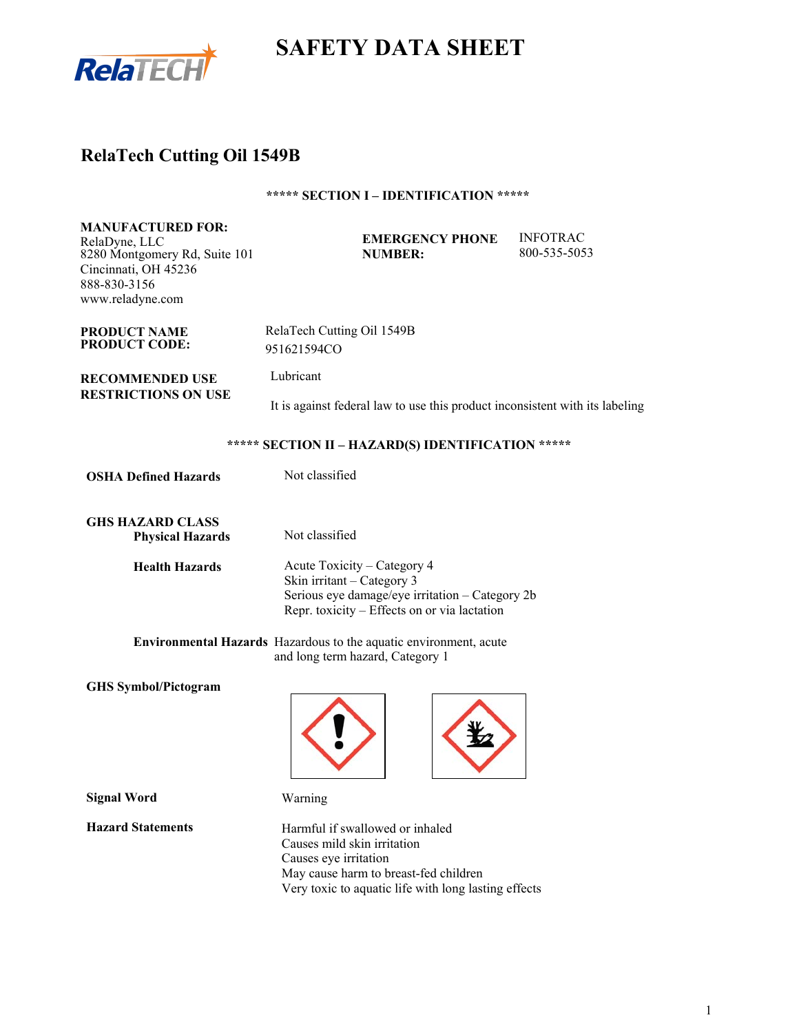# SAFETY DATA SHEET

## RelaTech Cutting Oil 1549B

### ***** SECTION I – IDENTIFICATION *****

**MANUFACTURED FOR:**
RelaDyne, LLC
8280 Montgomery Rd, Suite 101
Cincinnati, OH 45236
888-830-3156
www.reladyne.com

**EMERGENCY PHONE NUMBER:** INFOTRAC 800-535-5053

**PRODUCT NAME** RelaTech Cutting Oil 1549B
**PRODUCT CODE:** 951621594CO

**RECOMMENDED USE** Lubricant
**RESTRICTIONS ON USE** It is against federal law to use this product inconsistent with its labeling

### ***** SECTION II – HAZARD(S) IDENTIFICATION *****

**OSHA Defined Hazards** Not classified

**GHS HAZARD CLASS**

**Physical Hazards** Not classified

**Health Hazards**
Acute Toxicity – Category 4
Skin irritant – Category 3
Serious eye damage/eye irritation – Category 2b
Repr. toxicity – Effects on or via lactation

**Environmental Hazards** Hazardous to the aquatic environment, acute and long term hazard, Category 1

**GHS Symbol/Pictogram**

**Signal Word** Warning

**Hazard Statements**
Harmful if swallowed or inhaled
Causes mild skin irritation
Causes eye irritation
May cause harm to breast-fed children
Very toxic to aquatic life with long lasting effects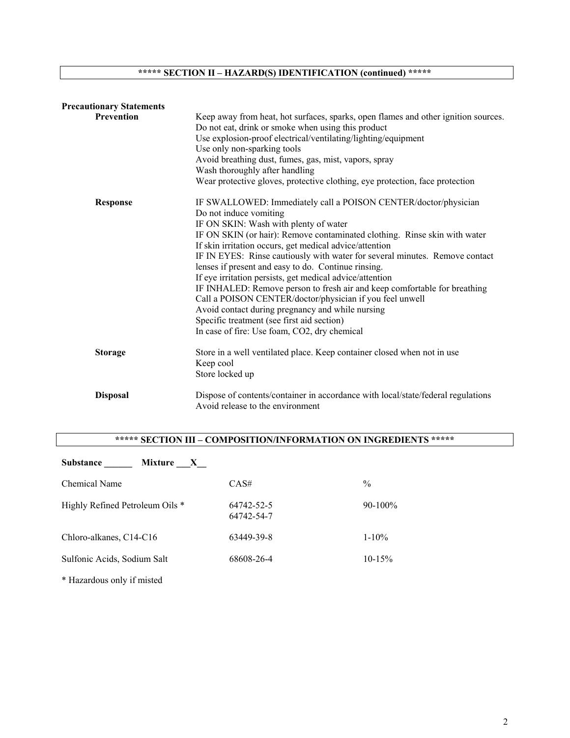## ***** SECTION II – HAZARD(S) IDENTIFICATION (continued) *****

**Precautionary Statements**

**Prevention**

Keep away from heat, hot surfaces, sparks, open flames and other ignition sources.
Do not eat, drink or smoke when using this product
Use explosion-proof electrical/ventilating/lighting/equipment
Use only non-sparking tools
Avoid breathing dust, fumes, gas, mist, vapors, spray
Wash thoroughly after handling
Wear protective gloves, protective clothing, eye protection, face protection

**Response**

IF SWALLOWED: Immediately call a POISON CENTER/doctor/physician
Do not induce vomiting
IF ON SKIN: Wash with plenty of water
IF ON SKIN (or hair): Remove contaminated clothing. Rinse skin with water
If skin irritation occurs, get medical advice/attention
IF IN EYES: Rinse cautiously with water for several minutes. Remove contact lenses if present and easy to do. Continue rinsing.
If eye irritation persists, get medical advice/attention
IF INHALED: Remove person to fresh air and keep comfortable for breathing
Call a POISON CENTER/doctor/physician if you feel unwell
Avoid contact during pregnancy and while nursing
Specific treatment (see first aid section)
In case of fire: Use foam, $CO_2$, dry chemical

**Storage**

Store in a well ventilated place. Keep container closed when not in use
Keep cool
Store locked up

**Disposal**

Dispose of contents/container in accordance with local/state/federal regulations
Avoid release to the environment

## ***** SECTION III – COMPOSITION/INFORMATION ON INGREDIENTS *****

**Substance ______ Mixture ___X__**

| Chemical Name | CAS# | % |
|---|---|---|
| Highly Refined Petroleum Oils * | 64742-52-5<br>64742-54-7 | 90-100% |
| Chloro-alkanes, C14-C16 | 63449-39-8 | 1-10% |
| Sulfonic Acids, Sodium Salt | 68608-26-4 | 10-15% |

* Hazardous only if misted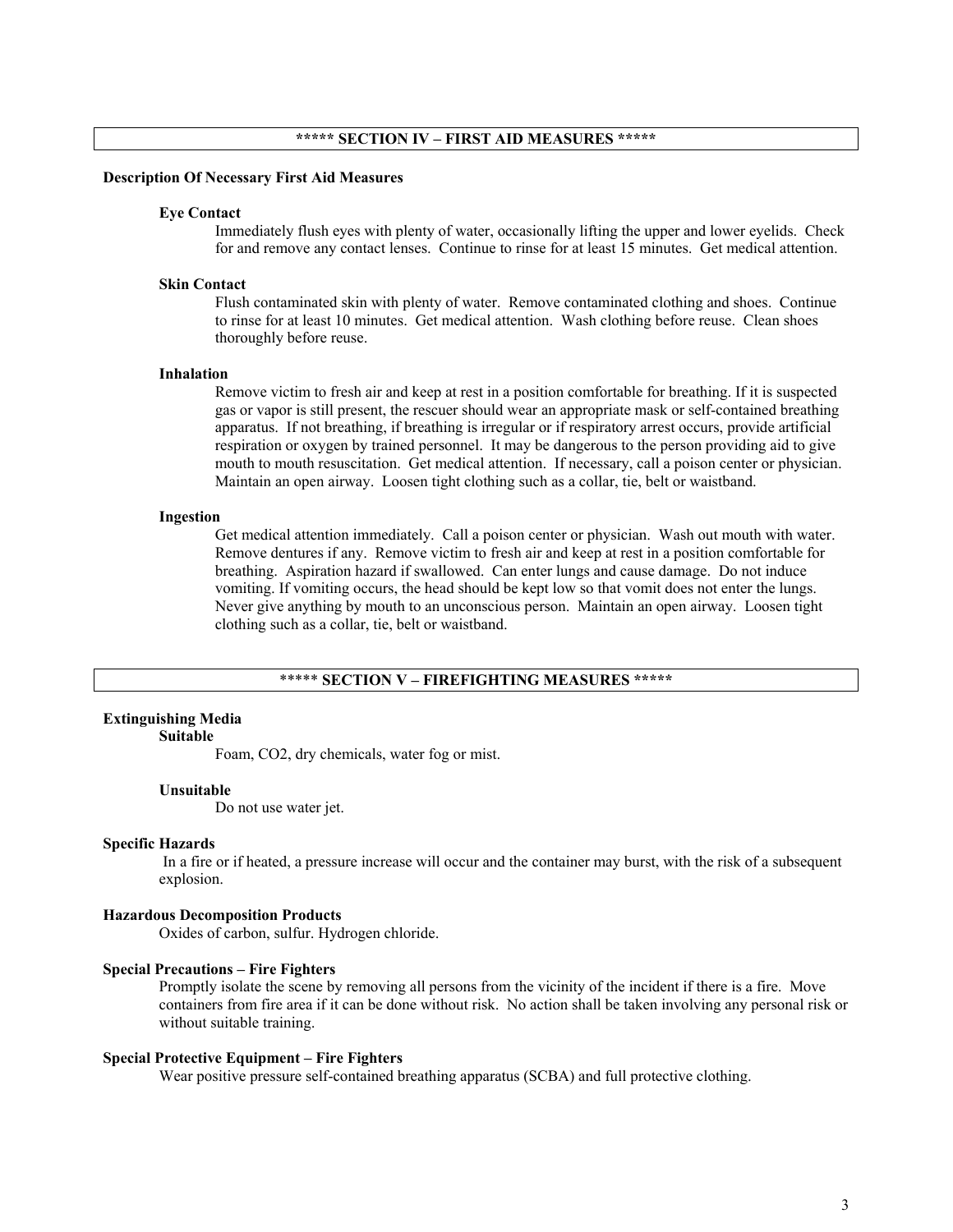## ***** SECTION IV – FIRST AID MEASURES *****

**Description Of Necessary First Aid Measures**

**Eye Contact**

Immediately flush eyes with plenty of water, occasionally lifting the upper and lower eyelids. Check for and remove any contact lenses. Continue to rinse for at least 15 minutes. Get medical attention.

**Skin Contact**

Flush contaminated skin with plenty of water. Remove contaminated clothing and shoes. Continue to rinse for at least 10 minutes. Get medical attention. Wash clothing before reuse. Clean shoes thoroughly before reuse.

**Inhalation**

Remove victim to fresh air and keep at rest in a position comfortable for breathing. If it is suspected gas or vapor is still present, the rescuer should wear an appropriate mask or self-contained breathing apparatus. If not breathing, if breathing is irregular or if respiratory arrest occurs, provide artificial respiration or oxygen by trained personnel. It may be dangerous to the person providing aid to give mouth to mouth resuscitation. Get medical attention. If necessary, call a poison center or physician. Maintain an open airway. Loosen tight clothing such as a collar, tie, belt or waistband.

**Ingestion**

Get medical attention immediately. Call a poison center or physician. Wash out mouth with water. Remove dentures if any. Remove victim to fresh air and keep at rest in a position comfortable for breathing. Aspiration hazard if swallowed. Can enter lungs and cause damage. Do not induce vomiting. If vomiting occurs, the head should be kept low so that vomit does not enter the lungs. Never give anything by mouth to an unconscious person. Maintain an open airway. Loosen tight clothing such as a collar, tie, belt or waistband.

## ***** SECTION V – FIREFIGHTING MEASURES *****

**Extinguishing Media**

**Suitable**

Foam, $CO_2$, dry chemicals, water fog or mist.

**Unsuitable**

Do not use water jet.

**Specific Hazards**

In a fire or if heated, a pressure increase will occur and the container may burst, with the risk of a subsequent explosion.

**Hazardous Decomposition Products**

Oxides of carbon, sulfur. Hydrogen chloride.

**Special Precautions – Fire Fighters**

Promptly isolate the scene by removing all persons from the vicinity of the incident if there is a fire. Move containers from fire area if it can be done without risk. No action shall be taken involving any personal risk or without suitable training.

**Special Protective Equipment – Fire Fighters**

Wear positive pressure self-contained breathing apparatus (SCBA) and full protective clothing.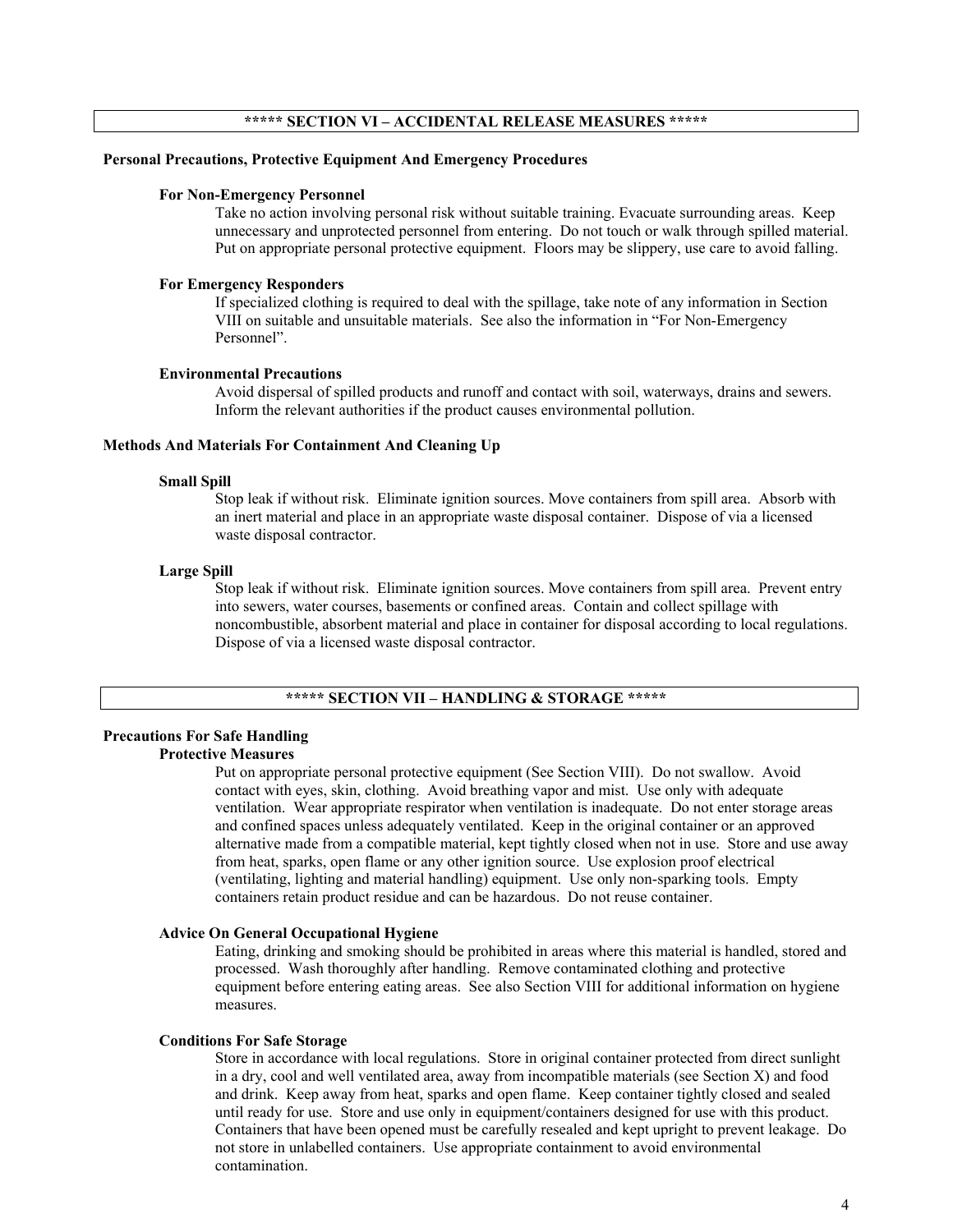## ***** SECTION VI – ACCIDENTAL RELEASE MEASURES *****

### Personal Precautions, Protective Equipment And Emergency Procedures

**For Non-Emergency Personnel**

Take no action involving personal risk without suitable training. Evacuate surrounding areas. Keep unnecessary and unprotected personnel from entering. Do not touch or walk through spilled material. Put on appropriate personal protective equipment. Floors may be slippery, use care to avoid falling.

**For Emergency Responders**

If specialized clothing is required to deal with the spillage, take note of any information in Section VIII on suitable and unsuitable materials. See also the information in "For Non-Emergency Personnel".

**Environmental Precautions**

Avoid dispersal of spilled products and runoff and contact with soil, waterways, drains and sewers. Inform the relevant authorities if the product causes environmental pollution.

### Methods And Materials For Containment And Cleaning Up

**Small Spill**

Stop leak if without risk. Eliminate ignition sources. Move containers from spill area. Absorb with an inert material and place in an appropriate waste disposal container. Dispose of via a licensed waste disposal contractor.

**Large Spill**

Stop leak if without risk. Eliminate ignition sources. Move containers from spill area. Prevent entry into sewers, water courses, basements or confined areas. Contain and collect spillage with noncombustible, absorbent material and place in container for disposal according to local regulations. Dispose of via a licensed waste disposal contractor.

## ***** SECTION VII – HANDLING & STORAGE *****

### Precautions For Safe Handling

**Protective Measures**

Put on appropriate personal protective equipment (See Section VIII). Do not swallow. Avoid contact with eyes, skin, clothing. Avoid breathing vapor and mist. Use only with adequate ventilation. Wear appropriate respirator when ventilation is inadequate. Do not enter storage areas and confined spaces unless adequately ventilated. Keep in the original container or an approved alternative made from a compatible material, kept tightly closed when not in use. Store and use away from heat, sparks, open flame or any other ignition source. Use explosion proof electrical (ventilating, lighting and material handling) equipment. Use only non-sparking tools. Empty containers retain product residue and can be hazardous. Do not reuse container.

**Advice On General Occupational Hygiene**

Eating, drinking and smoking should be prohibited in areas where this material is handled, stored and processed. Wash thoroughly after handling. Remove contaminated clothing and protective equipment before entering eating areas. See also Section VIII for additional information on hygiene measures.

**Conditions For Safe Storage**

Store in accordance with local regulations. Store in original container protected from direct sunlight in a dry, cool and well ventilated area, away from incompatible materials (see Section X) and food and drink. Keep away from heat, sparks and open flame. Keep container tightly closed and sealed until ready for use. Store and use only in equipment/containers designed for use with this product. Containers that have been opened must be carefully resealed and kept upright to prevent leakage. Do not store in unlabelled containers. Use appropriate containment to avoid environmental contamination.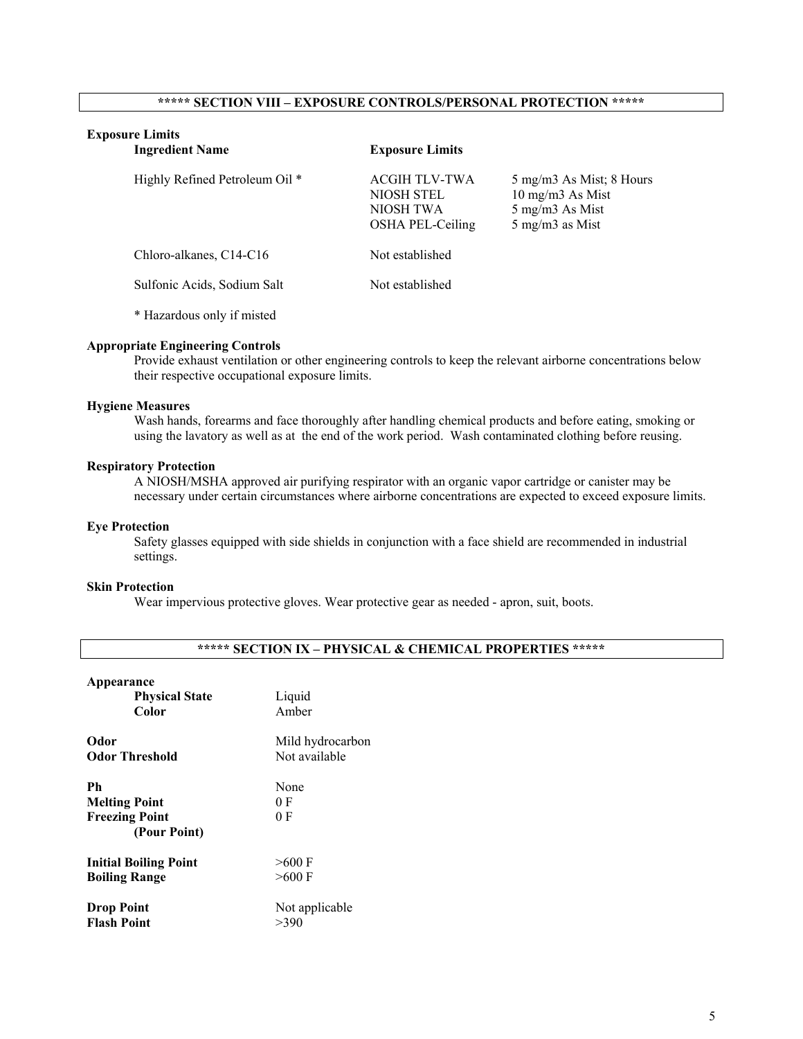## ***** SECTION VIII – EXPOSURE CONTROLS/PERSONAL PROTECTION *****

**Exposure Limits**

| Ingredient Name | Exposure Limits | |
|---|---|---|
| Highly Refined Petroleum Oil * | ACGIH TLV-TWA | 5 mg/m3 As Mist; 8 Hours |
| | NIOSH STEL | 10 mg/m3 As Mist |
| | NIOSH TWA | 5 mg/m3 As Mist |
| | OSHA PEL-Ceiling | 5 mg/m3 as Mist |
| Chloro-alkanes, C14-C16 | Not established | |
| Sulfonic Acids, Sodium Salt | Not established | |

* Hazardous only if misted

**Appropriate Engineering Controls**

Provide exhaust ventilation or other engineering controls to keep the relevant airborne concentrations below their respective occupational exposure limits.

**Hygiene Measures**

Wash hands, forearms and face thoroughly after handling chemical products and before eating, smoking or using the lavatory as well as at the end of the work period. Wash contaminated clothing before reusing.

**Respiratory Protection**

A NIOSH/MSHA approved air purifying respirator with an organic vapor cartridge or canister may be necessary under certain circumstances where airborne concentrations are expected to exceed exposure limits.

**Eye Protection**

Safety glasses equipped with side shields in conjunction with a face shield are recommended in industrial settings.

**Skin Protection**

Wear impervious protective gloves. Wear protective gear as needed - apron, suit, boots.

## ***** SECTION IX – PHYSICAL & CHEMICAL PROPERTIES *****

| Property | Value |
|---|---|
| **Appearance** | |
| **Physical State** | Liquid |
| **Color** | Amber |
| **Odor** | Mild hydrocarbon |
| **Odor Threshold** | Not available |
| **Ph** | None |
| **Melting Point** | 0 F |
| **Freezing Point (Pour Point)** | 0 F |
| **Initial Boiling Point** | >600 F |
| **Boiling Range** | >600 F |
| **Drop Point** | Not applicable |
| **Flash Point** | >390 |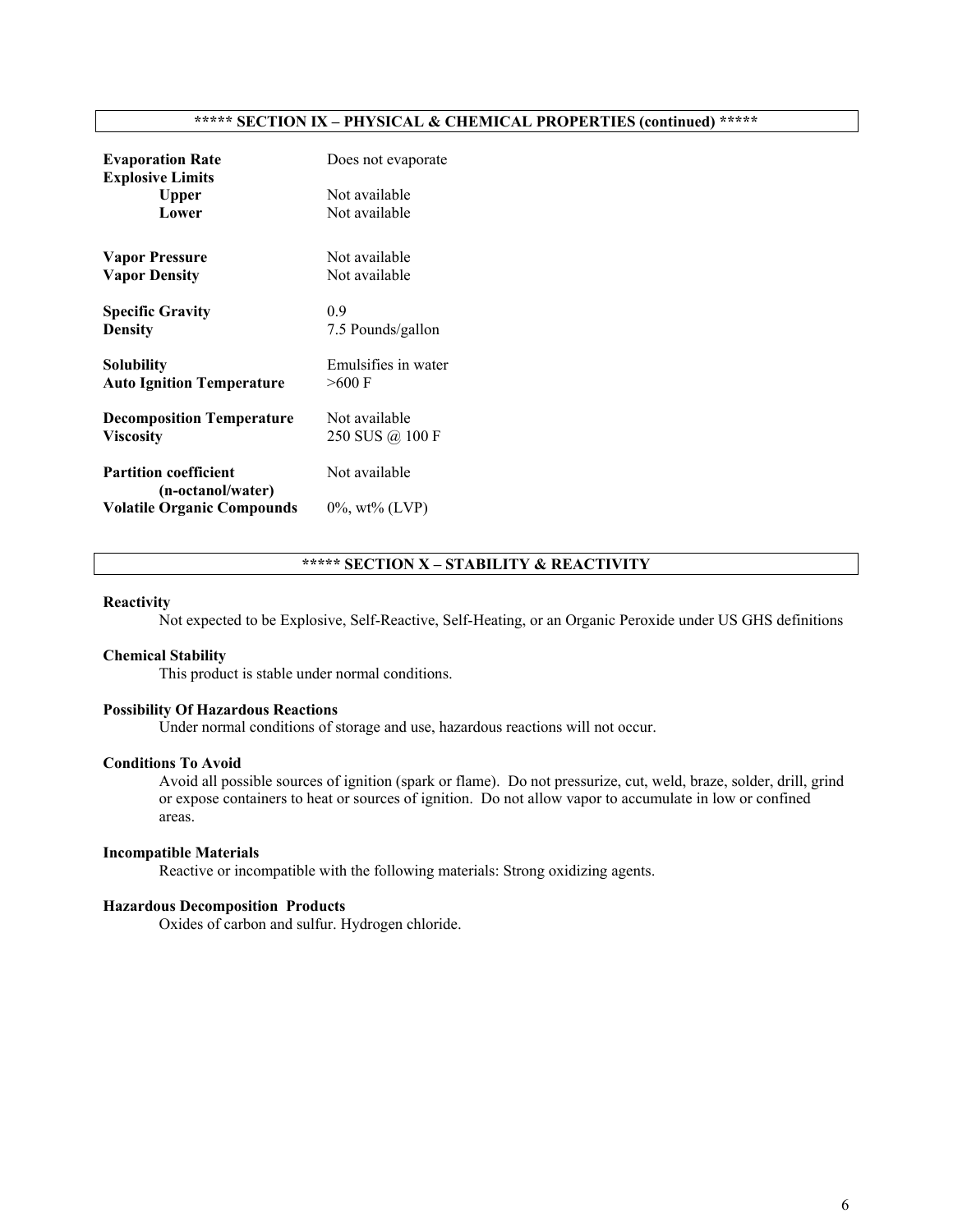## ***** SECTION IX – PHYSICAL & CHEMICAL PROPERTIES (continued) *****

| | |
|---|---|
| **Evaporation Rate** | Does not evaporate |
| **Explosive Limits** | |
| **Upper** | Not available |
| **Lower** | Not available |
| **Vapor Pressure** | Not available |
| **Vapor Density** | Not available |
| **Specific Gravity** | 0.9 |
| **Density** | 7.5 Pounds/gallon |
| **Solubility** | Emulsifies in water |
| **Auto Ignition Temperature** | >600 F |
| **Decomposition Temperature** | Not available |
| **Viscosity** | 250 SUS @ 100 F |
| **Partition coefficient (n-octanol/water)** | Not available |
| **Volatile Organic Compounds** | 0%, wt% (LVP) |

## ***** SECTION X – STABILITY & REACTIVITY

**Reactivity**

Not expected to be Explosive, Self-Reactive, Self-Heating, or an Organic Peroxide under US GHS definitions

**Chemical Stability**

This product is stable under normal conditions.

**Possibility Of Hazardous Reactions**

Under normal conditions of storage and use, hazardous reactions will not occur.

**Conditions To Avoid**

Avoid all possible sources of ignition (spark or flame). Do not pressurize, cut, weld, braze, solder, drill, grind or expose containers to heat or sources of ignition. Do not allow vapor to accumulate in low or confined areas.

**Incompatible Materials**

Reactive or incompatible with the following materials: Strong oxidizing agents.

**Hazardous Decomposition Products**

Oxides of carbon and sulfur. Hydrogen chloride.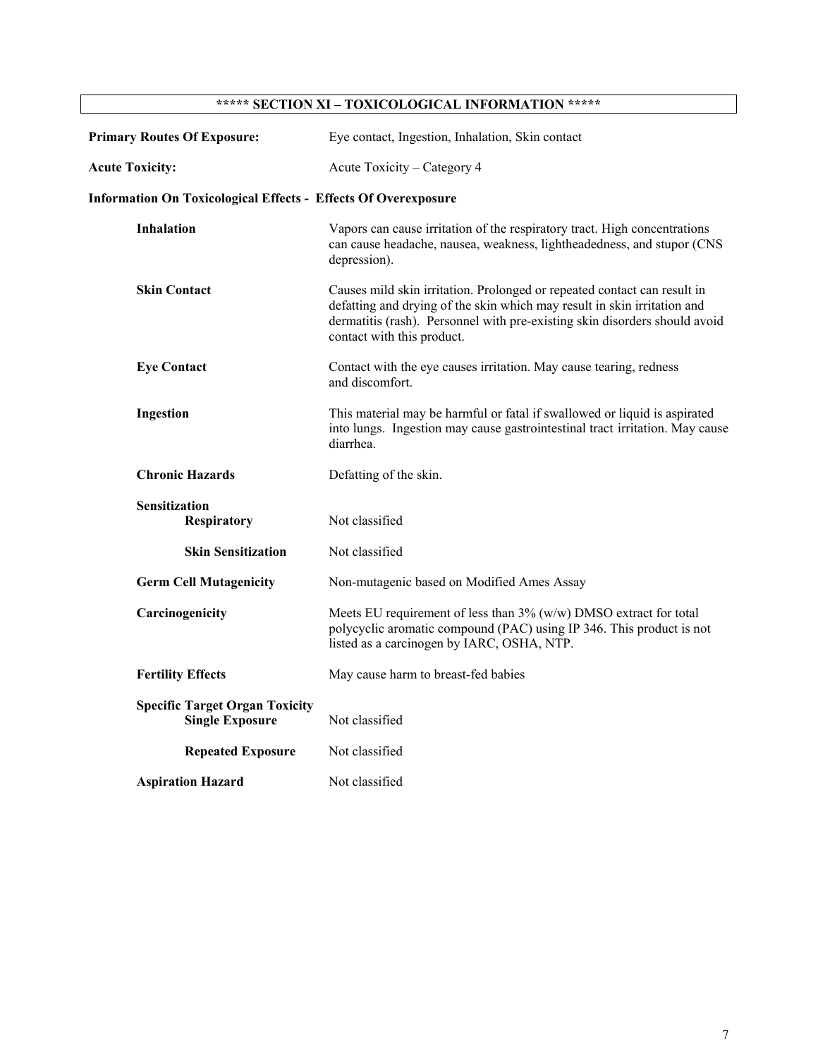## ***** SECTION XI – TOXICOLOGICAL INFORMATION *****

**Primary Routes Of Exposure:** Eye contact, Ingestion, Inhalation, Skin contact

**Acute Toxicity:** Acute Toxicity – Category 4

**Information On Toxicological Effects - Effects Of Overexposure**

**Inhalation**
Vapors can cause irritation of the respiratory tract. High concentrations can cause headache, nausea, weakness, lightheadedness, and stupor (CNS depression).

**Skin Contact**
Causes mild skin irritation. Prolonged or repeated contact can result in defatting and drying of the skin which may result in skin irritation and dermatitis (rash). Personnel with pre-existing skin disorders should avoid contact with this product.

**Eye Contact**
Contact with the eye causes irritation. May cause tearing, redness and discomfort.

**Ingestion**
This material may be harmful or fatal if swallowed or liquid is aspirated into lungs. Ingestion may cause gastrointestinal tract irritation. May cause diarrhea.

**Chronic Hazards**
Defatting of the skin.

**Sensitization**

- **Respiratory:** Not classified
- **Skin Sensitization:** Not classified

**Germ Cell Mutagenicity**
Non-mutagenic based on Modified Ames Assay

**Carcinogenicity**
Meets EU requirement of less than 3% (w/w) DMSO extract for total polycyclic aromatic compound (PAC) using IP 346. This product is not listed as a carcinogen by IARC, OSHA, NTP.

**Fertility Effects**
May cause harm to breast-fed babies

**Specific Target Organ Toxicity**

- **Single Exposure:** Not classified
- **Repeated Exposure:** Not classified

**Aspiration Hazard**
Not classified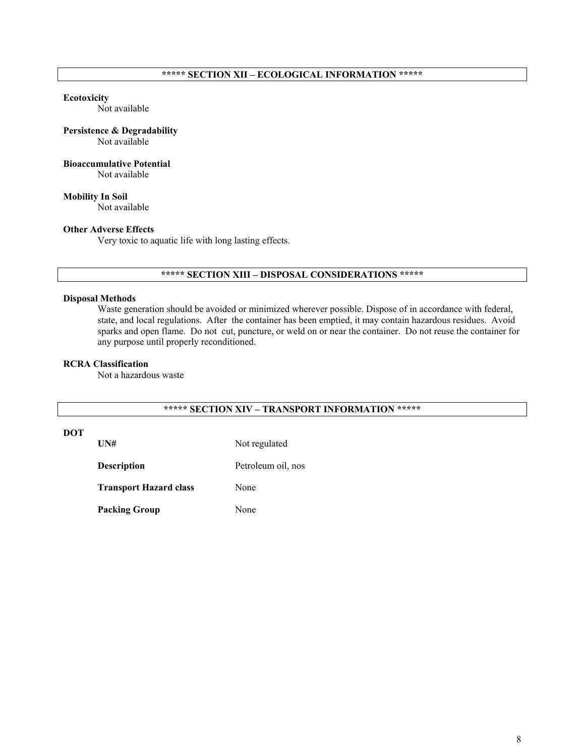## ***** SECTION XII – ECOLOGICAL INFORMATION *****

**Ecotoxicity**
Not available

**Persistence & Degradability**
Not available

**Bioaccumulative Potential**
Not available

**Mobility In Soil**
Not available

**Other Adverse Effects**
Very toxic to aquatic life with long lasting effects.

## ***** SECTION XIII – DISPOSAL CONSIDERATIONS *****

**Disposal Methods**
Waste generation should be avoided or minimized wherever possible. Dispose of in accordance with federal, state, and local regulations. After the container has been emptied, it may contain hazardous residues. Avoid sparks and open flame. Do not cut, puncture, or weld on or near the container. Do not reuse the container for any purpose until properly reconditioned.

**RCRA Classification**
Not a hazardous waste

## ***** SECTION XIV – TRANSPORT INFORMATION *****

**DOT**

| | |
|---|---|
| **UN#** | Not regulated |
| **Description** | Petroleum oil, nos |
| **Transport Hazard class** | None |
| **Packing Group** | None |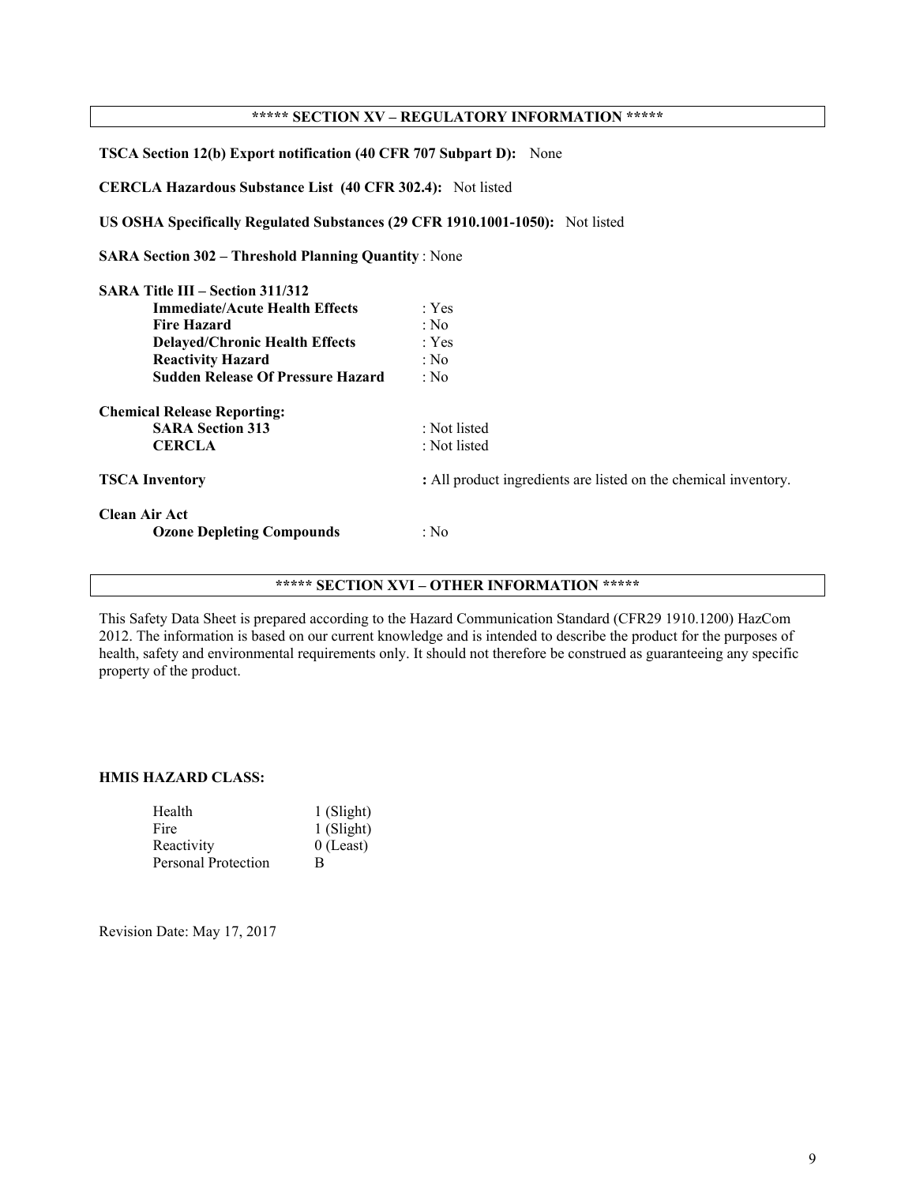## ***** SECTION XV – REGULATORY INFORMATION *****

**TSCA Section 12(b) Export notification (40 CFR 707 Subpart D):** None

**CERCLA Hazardous Substance List (40 CFR 302.4):** Not listed

**US OSHA Specifically Regulated Substances (29 CFR 1910.1001-1050):** Not listed

**SARA Section 302 – Threshold Planning Quantity** : None

**SARA Title III – Section 311/312**

| | |
|---|---|
| **Immediate/Acute Health Effects** | : Yes |
| **Fire Hazard** | : No |
| **Delayed/Chronic Health Effects** | : Yes |
| **Reactivity Hazard** | : No |
| **Sudden Release Of Pressure Hazard** | : No |

**Chemical Release Reporting:**

| | |
|---|---|
| **SARA Section 313** | : Not listed |
| **CERCLA** | : Not listed |

**TSCA Inventory** **:** All product ingredients are listed on the chemical inventory.

**Clean Air Act**

| | |
|---|---|
| **Ozone Depleting Compounds** | : No |

## ***** SECTION XVI – OTHER INFORMATION *****

This Safety Data Sheet is prepared according to the Hazard Communication Standard (CFR29 1910.1200) HazCom 2012. The information is based on our current knowledge and is intended to describe the product for the purposes of health, safety and environmental requirements only. It should not therefore be construed as guaranteeing any specific property of the product.

**HMIS HAZARD CLASS:**

| | |
|---|---|
| Health | 1 (Slight) |
| Fire | 1 (Slight) |
| Reactivity | 0 (Least) |
| Personal Protection | B |

Revision Date: May 17, 2017